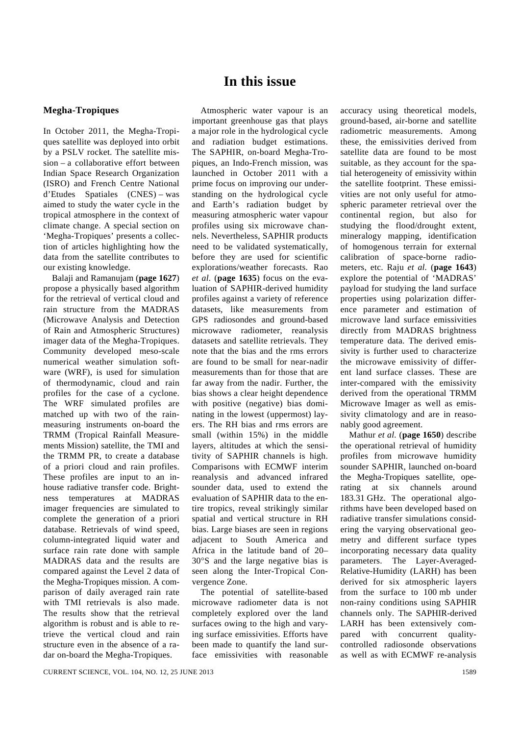# In this issue

## Megha-Tropiques

In October 2011, the Megha-Tropiques satellite was deployed into orbit by a PSLV rocket. The satellite mission – a collaborative effort between Indian Space Research Organization (ISRO) and French Centre National d'Etudes Spatiales (CNES) – was aimed to study the water cycle in the tropical atmosphere in the context of climate change. A special section on 'Megha-Tropiques' presents a collection of articles highlighting how the data from the satellite contributes to our existing knowledge.

Balaji and Ramanujam (**page 1627**) propose a physically based algorithm for the retrieval of vertical cloud and rain structure from the MADRAS (Microwave Analysis and Detection of Rain and Atmospheric Structures) imager data of the Megha-Tropiques. Community developed meso-scale numerical weather simulation software (WRF), is used for simulation of thermodynamic, cloud and rain profiles for the case of a cyclone. The WRF simulated profiles are matched up with two of the rain-measuring instruments on-board the TRMM (Tropical Rainfall Measurements Mission) satellite, the TMI and the TRMM PR, to create a database of a priori cloud and rain profiles. These profiles are input to an in-house radiative transfer code. Brightness temperatures at MADRAS imager frequencies are simulated to complete the generation of a priori database. Retrievals of wind speed, column-integrated liquid water and surface rain rate done with sample MADRAS data and the results are compared against the Level 2 data of the Megha-Tropiques mission. A comparison of daily averaged rain rate with TMI retrievals is also made. The results show that the retrieval algorithm is robust and is able to retrieve the vertical cloud and rain structure even in the absence of a radar on-board the Megha-Tropiques.

Atmospheric water vapour is an important greenhouse gas that plays a major role in the hydrological cycle and radiation budget estimations. The SAPHIR, on-board Megha-Tropiques, an Indo-French mission, was launched in October 2011 with a prime focus on improving our understanding on the hydrological cycle and Earth's radiation budget by measuring atmospheric water vapour profiles using six microwave channels. Nevertheless, SAPHIR products need to be validated systematically, before they are used for scientific explorations/weather forecasts. Rao *et al.* (**page 1635**) focus on the evaluation of SAPHIR-derived humidity profiles against a variety of reference datasets, like measurements from GPS radiosondes and ground-based microwave radiometer, reanalysis datasets and satellite retrievals. They note that the bias and the rms errors are found to be small for near-nadir measurements than for those that are far away from the nadir. Further, the bias shows a clear height dependence with positive (negative) bias dominating in the lowest (uppermost) layers. The RH bias and rms errors are small (within 15%) in the middle layers, altitudes at which the sensitivity of SAPHIR channels is high. Comparisons with ECMWF interim reanalysis and advanced infrared sounder data, used to extend the evaluation of SAPHIR data to the entire tropics, reveal strikingly similar spatial and vertical structure in RH bias. Large biases are seen in regions adjacent to South America and Africa in the latitude band of 20–30°S and the large negative bias is seen along the Inter-Tropical Convergence Zone.

The potential of satellite-based microwave radiometer data is not completely explored over the land surfaces owing to the high and varying surface emissivities. Efforts have been made to quantify the land surface emissivities with reasonable accuracy using theoretical models, ground-based, air-borne and satellite radiometric measurements. Among these, the emissivities derived from satellite data are found to be most suitable, as they account for the spatial heterogeneity of emissivity within the satellite footprint. These emissivities are not only useful for atmospheric parameter retrieval over the continental region, but also for studying the flood/drought extent, mineralogy mapping, identification of homogenous terrain for external calibration of space-borne radiometers, etc. Raju *et al.* (**page 1643**) explore the potential of 'MADRAS' payload for studying the land surface properties using polarization difference parameter and estimation of microwave land surface emissivities directly from MADRAS brightness temperature data. The derived emissivity is further used to characterize the microwave emissivity of different land surface classes. These are inter-compared with the emissivity derived from the operational TRMM Microwave Imager as well as emissivity climatology and are in reasonably good agreement.

Mathur *et al.* (**page 1650**) describe the operational retrieval of humidity profiles from microwave humidity sounder SAPHIR, launched on-board the Megha-Tropiques satellite, operating at six channels around 183.31 GHz. The operational algorithms have been developed based on radiative transfer simulations considering the varying observational geometry and different surface types incorporating necessary data quality parameters. The Layer-Averaged-Relative-Humidity (LARH) has been derived for six atmospheric layers from the surface to 100 mb under non-rainy conditions using SAPHIR channels only. The SAPHIR-derived LARH has been extensively compared with concurrent quality-controlled radiosonde observations as well as with ECMWF re-analysis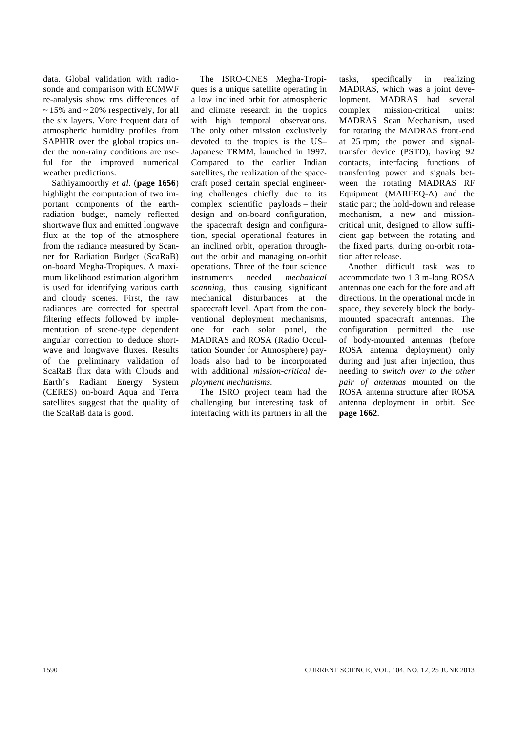data. Global validation with radiosonde and comparison with ECMWF re-analysis show rms differences of ~ 15% and ~ 20% respectively, for all the six layers. More frequent data of atmospheric humidity profiles from SAPHIR over the global tropics under the non-rainy conditions are useful for the improved numerical weather predictions.

Sathiyamoorthy *et al.* (**page 1656**) highlight the computation of two important components of the earth-radiation budget, namely reflected shortwave flux and emitted longwave flux at the top of the atmosphere from the radiance measured by Scanner for Radiation Budget (ScaRaB) on-board Megha-Tropiques. A maximum likelihood estimation algorithm is used for identifying various earth and cloudy scenes. First, the raw radiances are corrected for spectral filtering effects followed by implementation of scene-type dependent angular correction to deduce shortwave and longwave fluxes. Results of the preliminary validation of ScaRaB flux data with Clouds and Earth's Radiant Energy System (CERES) on-board Aqua and Terra satellites suggest that the quality of the ScaRaB data is good.

The ISRO-CNES Megha-Tropiques is a unique satellite operating in a low inclined orbit for atmospheric and climate research in the tropics with high temporal observations. The only other mission exclusively devoted to the tropics is the US–Japanese TRMM, launched in 1997. Compared to the earlier Indian satellites, the realization of the spacecraft posed certain special engineering challenges chiefly due to its complex scientific payloads – their design and on-board configuration, the spacecraft design and configuration, special operational features in an inclined orbit, operation throughout the orbit and managing on-orbit operations. Three of the four science instruments needed *mechanical scanning*, thus causing significant mechanical disturbances at the spacecraft level. Apart from the conventional deployment mechanisms, one for each solar panel, the MADRAS and ROSA (Radio Occultation Sounder for Atmosphere) payloads also had to be incorporated with additional *mission-critical deployment mechanisms.*

The ISRO project team had the challenging but interesting task of interfacing with its partners in all the tasks, specifically in realizing MADRAS, which was a joint development. MADRAS had several complex mission-critical units: MADRAS Scan Mechanism, used for rotating the MADRAS front-end at 25 rpm; the power and signal-transfer device (PSTD), having 92 contacts, interfacing functions of transferring power and signals between the rotating MADRAS RF Equipment (MARFEQ-A) and the static part; the hold-down and release mechanism, a new and mission-critical unit, designed to allow sufficient gap between the rotating and the fixed parts, during on-orbit rotation after release.

Another difficult task was to accommodate two 1.3 m-long ROSA antennas one each for the fore and aft directions. In the operational mode in space, they severely block the body-mounted spacecraft antennas. The configuration permitted the use of body-mounted antennas (before ROSA antenna deployment) only during and just after injection, thus needing to *switch over to the other pair of antennas* mounted on the ROSA antenna structure after ROSA antenna deployment in orbit. See **page 1662**.